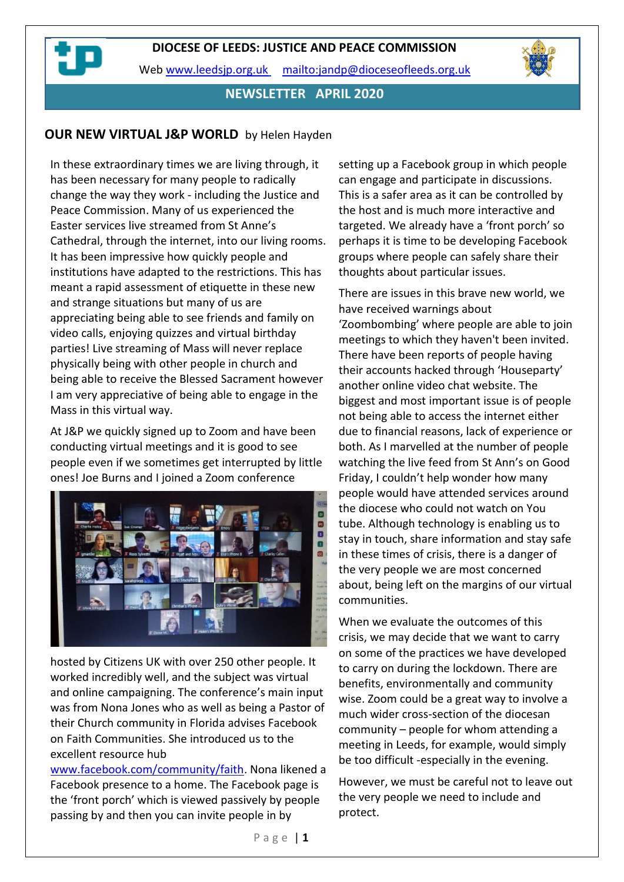# DIOCESE OF LEEDS: JUSTICE AND PEACE COMMISSION

Web [www.leedsjp.org.uk](http://www.leedsjp.org.uk) [mailto:jandp@dioceseofleeds.org.uk](mailto:jandp@dioceseofleeds.org.uk)

## NEWSLETTER APRIL 2020

## OUR NEW VIRTUAL J&P WORLD by Helen Hayden

In these extraordinary times we are living through, it has been necessary for many people to radically change the way they work - including the Justice and Peace Commission. Many of us experienced the Easter services live streamed from St Anne's Cathedral, through the internet, into our living rooms. It has been impressive how quickly people and institutions have adapted to the restrictions. This has meant a rapid assessment of etiquette in these new and strange situations but many of us are appreciating being able to see friends and family on video calls, enjoying quizzes and virtual birthday parties! Live streaming of Mass will never replace physically being with other people in church and being able to receive the Blessed Sacrament however I am very appreciative of being able to engage in the Mass in this virtual way.

At J&P we quickly signed up to Zoom and have been conducting virtual meetings and it is good to see people even if we sometimes get interrupted by little ones! Joe Burns and I joined a Zoom conference hosted by Citizens UK with over 250 other people. It worked incredibly well, and the subject was virtual and online campaigning. The conference's main input was from Nona Jones who as well as being a Pastor of their Church community in Florida advises Facebook on Faith Communities. She introduced us to the excellent resource hub [www.facebook.com/community/faith](http://www.facebook.com/community/faith). Nona likened a Facebook presence to a home. The Facebook page is the 'front porch' which is viewed passively by people passing by and then you can invite people in by setting up a Facebook group in which people can engage and participate in discussions. This is a safer area as it can be controlled by the host and is much more interactive and targeted. We already have a 'front porch' so perhaps it is time to be developing Facebook groups where people can safely share their thoughts about particular issues.

There are issues in this brave new world, we have received warnings about 'Zoombombing' where people are able to join meetings to which they haven't been invited. There have been reports of people having their accounts hacked through 'Houseparty' another online video chat website. The biggest and most important issue is of people not being able to access the internet either due to financial reasons, lack of experience or both. As I marvelled at the number of people watching the live feed from St Ann's on Good Friday, I couldn't help wonder how many people would have attended services around the diocese who could not watch on You tube. Although technology is enabling us to stay in touch, share information and stay safe in these times of crisis, there is a danger of the very people we are most concerned about, being left on the margins of our virtual communities.

When we evaluate the outcomes of this crisis, we may decide that we want to carry on some of the practices we have developed to carry on during the lockdown. There are benefits, environmentally and community wise. Zoom could be a great way to involve a much wider cross-section of the diocesan community – people for whom attending a meeting in Leeds, for example, would simply be too difficult -especially in the evening.

However, we must be careful not to leave out the very people we need to include and protect.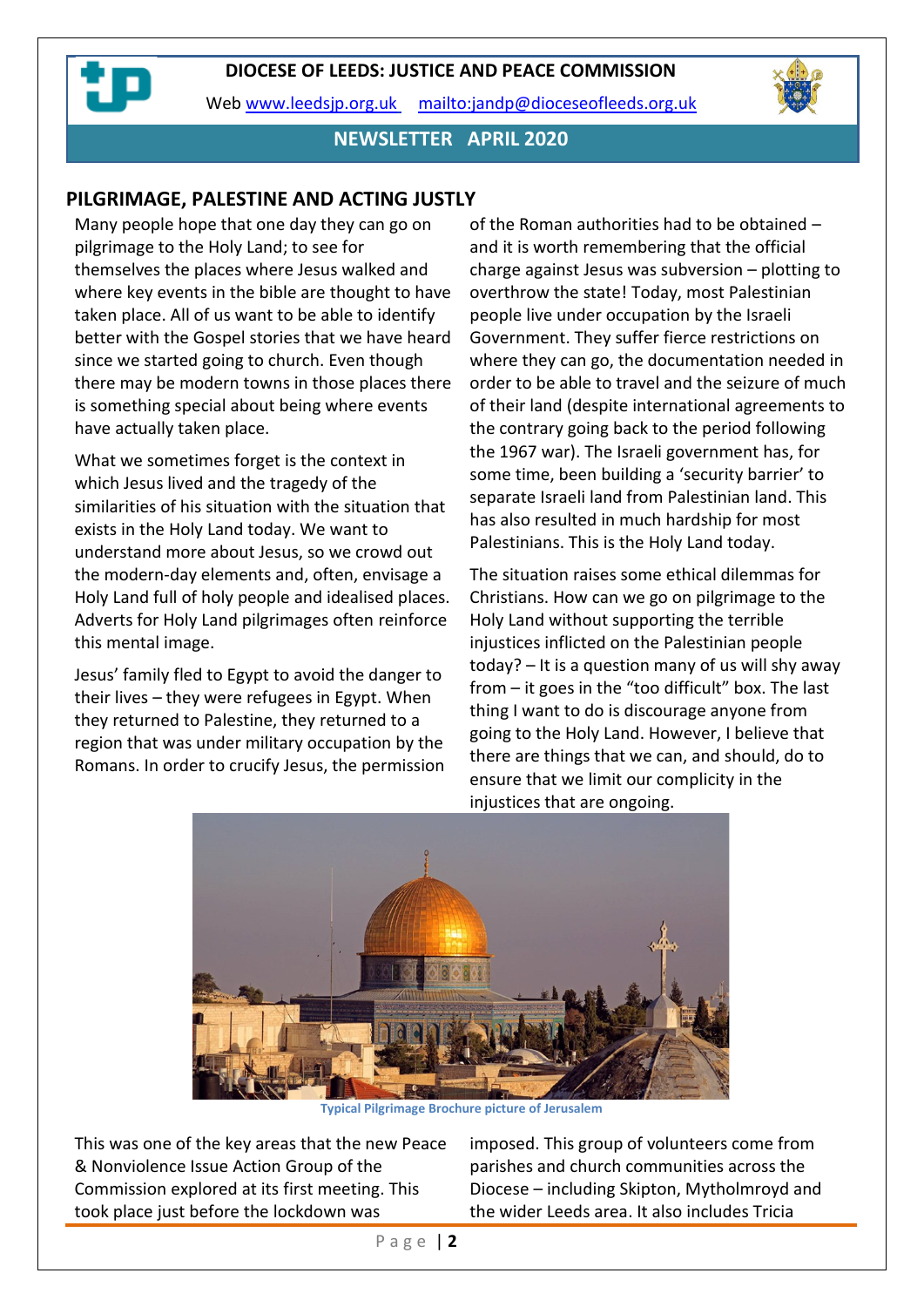**DIOCESE OF LEEDS: JUSTICE AND PEACE COMMISSION**

Web www.leedsjp.org.uk mailto:jandp@dioceseofleeds.org.uk

**NEWSLETTER APRIL 2020**

## PILGRIMAGE, PALESTINE AND ACTING JUSTLY

Many people hope that one day they can go on pilgrimage to the Holy Land; to see for themselves the places where Jesus walked and where key events in the bible are thought to have taken place. All of us want to be able to identify better with the Gospel stories that we have heard since we started going to church. Even though there may be modern towns in those places there is something special about being where events have actually taken place.

What we sometimes forget is the context in which Jesus lived and the tragedy of the similarities of his situation with the situation that exists in the Holy Land today. We want to understand more about Jesus, so we crowd out the modern-day elements and, often, envisage a Holy Land full of holy people and idealised places. Adverts for Holy Land pilgrimages often reinforce this mental image.

Jesus' family fled to Egypt to avoid the danger to their lives – they were refugees in Egypt. When they returned to Palestine, they returned to a region that was under military occupation by the Romans. In order to crucify Jesus, the permission of the Roman authorities had to be obtained – and it is worth remembering that the official charge against Jesus was subversion – plotting to overthrow the state! Today, most Palestinian people live under occupation by the Israeli Government. They suffer fierce restrictions on where they can go, the documentation needed in order to be able to travel and the seizure of much of their land (despite international agreements to the contrary going back to the period following the 1967 war). The Israeli government has, for some time, been building a 'security barrier' to separate Israeli land from Palestinian land. This has also resulted in much hardship for most Palestinians. This is the Holy Land today.

The situation raises some ethical dilemmas for Christians. How can we go on pilgrimage to the Holy Land without supporting the terrible injustices inflicted on the Palestinian people today? – It is a question many of us will shy away from – it goes in the "too difficult" box. The last thing I want to do is discourage anyone from going to the Holy Land. However, I believe that there are things that we can, and should, do to ensure that we limit our complicity in the injustices that are ongoing.

Typical Pilgrimage Brochure picture of Jerusalem

This was one of the key areas that the new Peace & Nonviolence Issue Action Group of the Commission explored at its first meeting. This took place just before the lockdown was imposed. This group of volunteers come from parishes and church communities across the Diocese – including Skipton, Mytholmroyd and the wider Leeds area. It also includes Tricia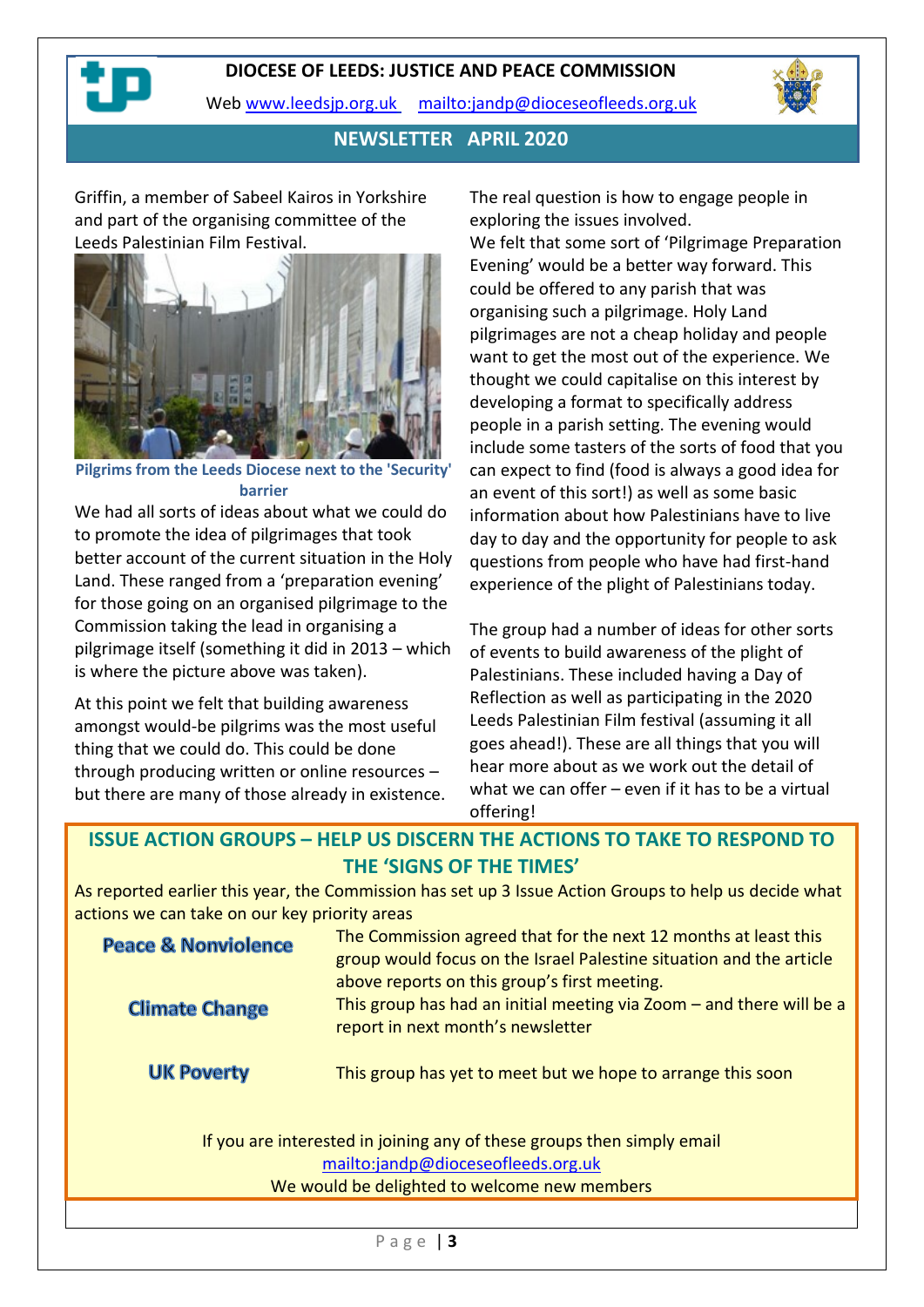Griffin, a member of Sabeel Kairos in Yorkshire and part of the organising committee of the Leeds Palestinian Film Festival.

**Pilgrims from the Leeds Diocese next to the 'Security' barrier**

We had all sorts of ideas about what we could do to promote the idea of pilgrimages that took better account of the current situation in the Holy Land. These ranged from a 'preparation evening' for those going on an organised pilgrimage to the Commission taking the lead in organising a pilgrimage itself (something it did in 2013 – which is where the picture above was taken).

At this point we felt that building awareness amongst would-be pilgrims was the most useful thing that we could do. This could be done through producing written or online resources – but there are many of those already in existence. The real question is how to engage people in exploring the issues involved.

We felt that some sort of 'Pilgrimage Preparation Evening' would be a better way forward. This could be offered to any parish that was organising such a pilgrimage. Holy Land pilgrimages are not a cheap holiday and people want to get the most out of the experience. We thought we could capitalise on this interest by developing a format to specifically address people in a parish setting. The evening would include some tasters of the sorts of food that you can expect to find (food is always a good idea for an event of this sort!) as well as some basic information about how Palestinians have to live day to day and the opportunity for people to ask questions from people who have had first-hand experience of the plight of Palestinians today.

The group had a number of ideas for other sorts of events to build awareness of the plight of Palestinians. These included having a Day of Reflection as well as participating in the 2020 Leeds Palestinian Film festival (assuming it all goes ahead!). These are all things that you will hear more about as we work out the detail of what we can offer – even if it has to be a virtual offering!

## ISSUE ACTION GROUPS – HELP US DISCERN THE ACTIONS TO TAKE TO RESPOND TO THE 'SIGNS OF THE TIMES'

As reported earlier this year, the Commission has set up 3 Issue Action Groups to help us decide what actions we can take on our key priority areas

**Peace & Nonviolence**
The Commission agreed that for the next 12 months at least this group would focus on the Israel Palestine situation and the article above reports on this group's first meeting.

**Climate Change**
This group has had an initial meeting via Zoom – and there will be a report in next month's newsletter

**UK Poverty**
This group has yet to meet but we hope to arrange this soon

If you are interested in joining any of these groups then simply email mailto:jandp@dioceseofleeds.org.uk
We would be delighted to welcome new members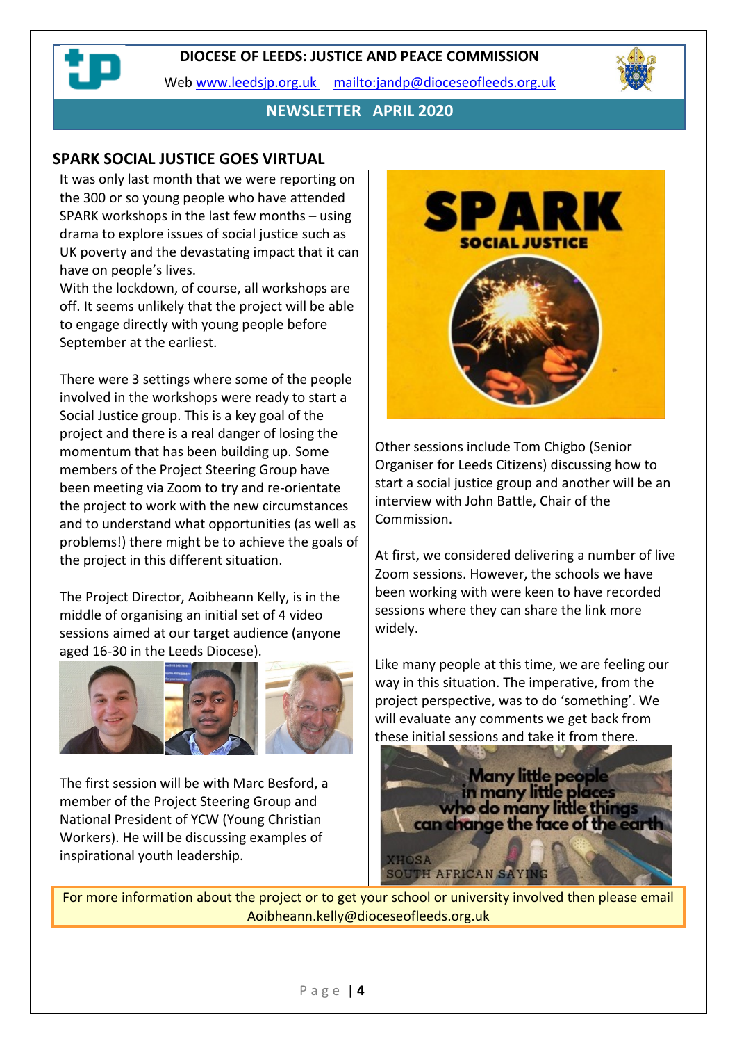**DIOCESE OF LEEDS: JUSTICE AND PEACE COMMISSION**

Web [www.leedsjp.org.uk](http://www.leedsjp.org.uk) [mailto:jandp@dioceseofleeds.org.uk](mailto:jandp@dioceseofleeds.org.uk)

**NEWSLETTER APRIL 2020**

## SPARK SOCIAL JUSTICE GOES VIRTUAL

It was only last month that we were reporting on the 300 or so young people who have attended SPARK workshops in the last few months – using drama to explore issues of social justice such as UK poverty and the devastating impact that it can have on people's lives.

With the lockdown, of course, all workshops are off. It seems unlikely that the project will be able to engage directly with young people before September at the earliest.

There were 3 settings where some of the people involved in the workshops were ready to start a Social Justice group. This is a key goal of the project and there is a real danger of losing the momentum that has been building up. Some members of the Project Steering Group have been meeting via Zoom to try and re-orientate the project to work with the new circumstances and to understand what opportunities (as well as problems!) there might be to achieve the goals of the project in this different situation.

The Project Director, Aoibheann Kelly, is in the middle of organising an initial set of 4 video sessions aimed at our target audience (anyone aged 16-30 in the Leeds Diocese).

The first session will be with Marc Besford, a member of the Project Steering Group and National President of YCW (Young Christian Workers). He will be discussing examples of inspirational youth leadership.

Other sessions include Tom Chigbo (Senior Organiser for Leeds Citizens) discussing how to start a social justice group and another will be an interview with John Battle, Chair of the Commission.

At first, we considered delivering a number of live Zoom sessions. However, the schools we have been working with were keen to have recorded sessions where they can share the link more widely.

Like many people at this time, we are feeling our way in this situation. The imperative, from the project perspective, was to do 'something'. We will evaluate any comments we get back from these initial sessions and take it from there.

For more information about the project or to get your school or university involved then please email Aoibheann.kelly@dioceseofleeds.org.uk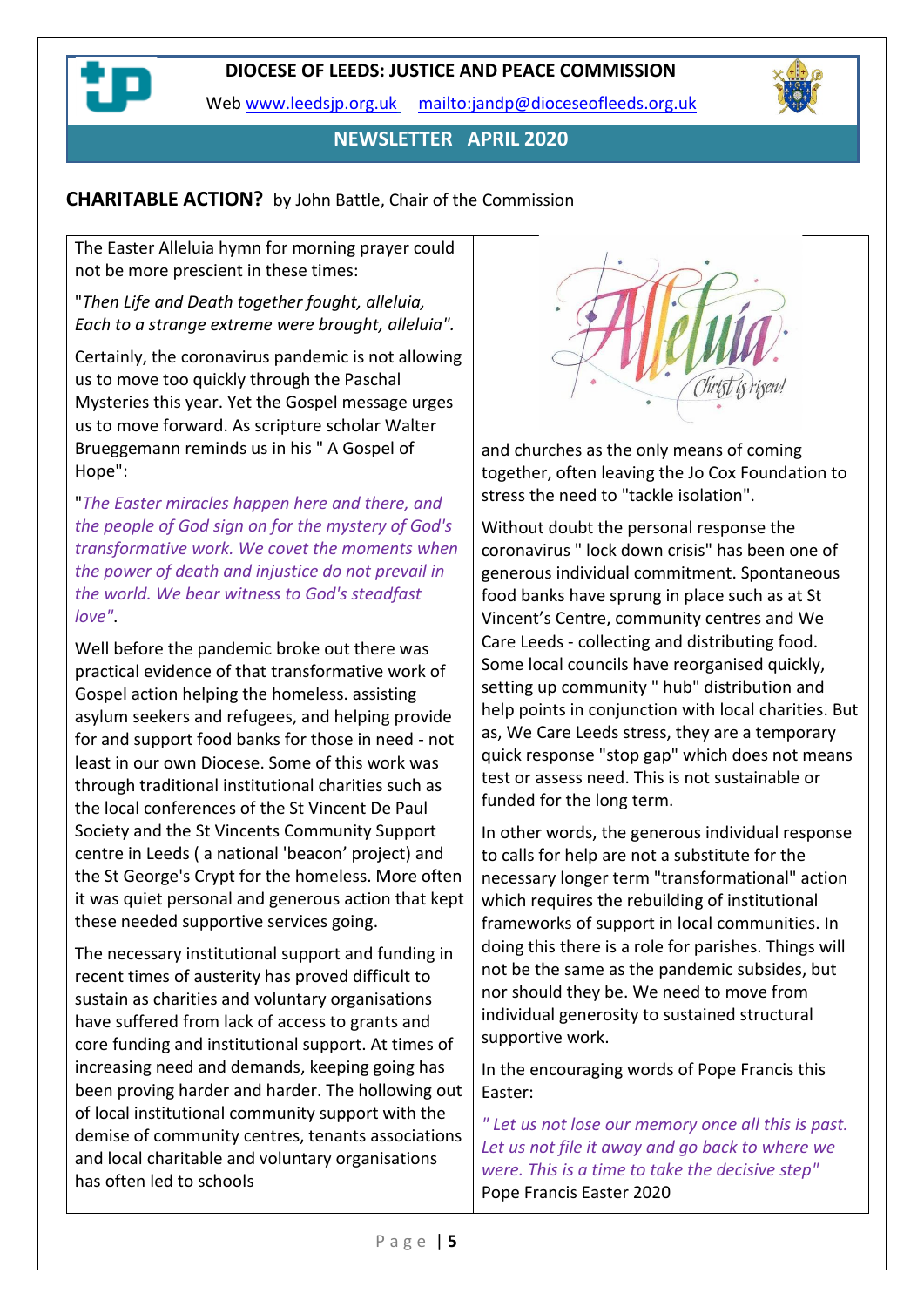**DIOCESE OF LEEDS: JUSTICE AND PEACE COMMISSION**

Web www.leedsjp.org.uk mailto:jandp@dioceseofleeds.org.uk

**NEWSLETTER APRIL 2020**

## CHARITABLE ACTION? by John Battle, Chair of the Commission

The Easter Alleluia hymn for morning prayer could not be more prescient in these times:

"*Then Life and Death together fought, alleluia, Each to a strange extreme were brought, alleluia".*

Certainly, the coronavirus pandemic is not allowing us to move too quickly through the Paschal Mysteries this year. Yet the Gospel message urges us to move forward. As scripture scholar Walter Brueggemann reminds us in his " A Gospel of Hope":

"*The Easter miracles happen here and there, and the people of God sign on for the mystery of God's transformative work. We covet the moments when the power of death and injustice do not prevail in the world. We bear witness to God's steadfast love"*.

Well before the pandemic broke out there was practical evidence of that transformative work of Gospel action helping the homeless. assisting asylum seekers and refugees, and helping provide for and support food banks for those in need - not least in our own Diocese. Some of this work was through traditional institutional charities such as the local conferences of the St Vincent De Paul Society and the St Vincents Community Support centre in Leeds ( a national 'beacon' project) and the St George's Crypt for the homeless. More often it was quiet personal and generous action that kept these needed supportive services going.

The necessary institutional support and funding in recent times of austerity has proved difficult to sustain as charities and voluntary organisations have suffered from lack of access to grants and core funding and institutional support. At times of increasing need and demands, keeping going has been proving harder and harder. The hollowing out of local institutional community support with the demise of community centres, tenants associations and local charitable and voluntary organisations has often led to schools and churches as the only means of coming together, often leaving the Jo Cox Foundation to stress the need to "tackle isolation".

Without doubt the personal response the coronavirus " lock down crisis" has been one of generous individual commitment. Spontaneous food banks have sprung in place such as at St Vincent's Centre, community centres and We Care Leeds - collecting and distributing food. Some local councils have reorganised quickly, setting up community " hub" distribution and help points in conjunction with local charities. But as, We Care Leeds stress, they are a temporary quick response "stop gap" which does not means test or assess need. This is not sustainable or funded for the long term.

In other words, the generous individual response to calls for help are not a substitute for the necessary longer term "transformational" action which requires the rebuilding of institutional frameworks of support in local communities. In doing this there is a role for parishes. Things will not be the same as the pandemic subsides, but nor should they be. We need to move from individual generosity to sustained structural supportive work.

In the encouraging words of Pope Francis this Easter:

*" Let us not lose our memory once all this is past. Let us not file it away and go back to where we were. This is a time to take the decisive step"*
Pope Francis Easter 2020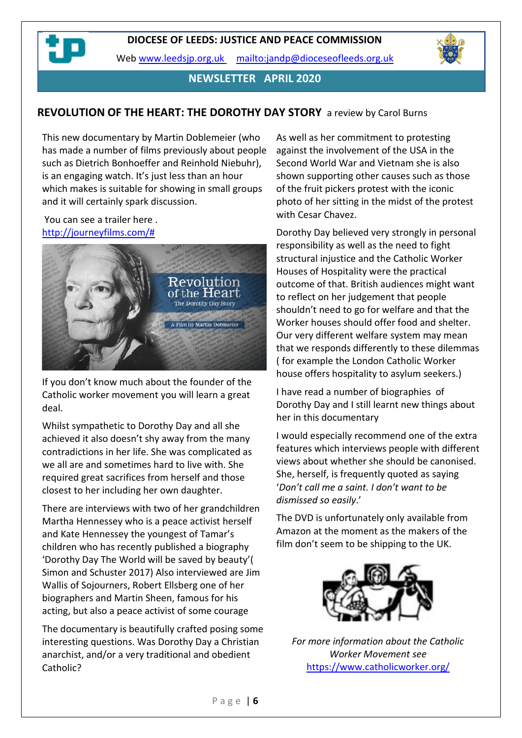**DIOCESE OF LEEDS: JUSTICE AND PEACE COMMISSION**

Web [www.leedsjp.org.uk](http://www.leedsjp.org.uk) [mailto:jandp@dioceseofleeds.org.uk](mailto:jandp@dioceseofleeds.org.uk)

**NEWSLETTER APRIL 2020**

## REVOLUTION OF THE HEART: THE DOROTHY DAY STORY a review by Carol Burns

This new documentary by Martin Doblemeier (who has made a number of films previously about people such as Dietrich Bonhoeffer and Reinhold Niebuhr), is an engaging watch. It's just less than an hour which makes is suitable for showing in small groups and it will certainly spark discussion.

You can see a trailer here . [http://journeyfilms.com/#](http://journeyfilms.com/#)

If you don't know much about the founder of the Catholic worker movement you will learn a great deal.

Whilst sympathetic to Dorothy Day and all she achieved it also doesn't shy away from the many contradictions in her life. She was complicated as we all are and sometimes hard to live with. She required great sacrifices from herself and those closest to her including her own daughter.

There are interviews with two of her grandchildren Martha Hennessey who is a peace activist herself and Kate Hennessey the youngest of Tamar's children who has recently published a biography 'Dorothy Day The World will be saved by beauty'( Simon and Schuster 2017) Also interviewed are Jim Wallis of Sojourners, Robert Ellsberg one of her biographers and Martin Sheen, famous for his acting, but also a peace activist of some courage

The documentary is beautifully crafted posing some interesting questions. Was Dorothy Day a Christian anarchist, and/or a very traditional and obedient Catholic?

As well as her commitment to protesting against the involvement of the USA in the Second World War and Vietnam she is also shown supporting other causes such as those of the fruit pickers protest with the iconic photo of her sitting in the midst of the protest with Cesar Chavez.

Dorothy Day believed very strongly in personal responsibility as well as the need to fight structural injustice and the Catholic Worker Houses of Hospitality were the practical outcome of that. British audiences might want to reflect on her judgement that people shouldn't need to go for welfare and that the Worker houses should offer food and shelter. Our very different welfare system may mean that we responds differently to these dilemmas ( for example the London Catholic Worker house offers hospitality to asylum seekers.)

I have read a number of biographies of Dorothy Day and I still learnt new things about her in this documentary

I would especially recommend one of the extra features which interviews people with different views about whether she should be canonised. She, herself, is frequently quoted as saying '*Don't call me a saint. I don't want to be dismissed so easily*.'

The DVD is unfortunately only available from Amazon at the moment as the makers of the film don't seem to be shipping to the UK.

*For more information about the Catholic Worker Movement see* [https://www.catholicworker.org/](https://www.catholicworker.org/)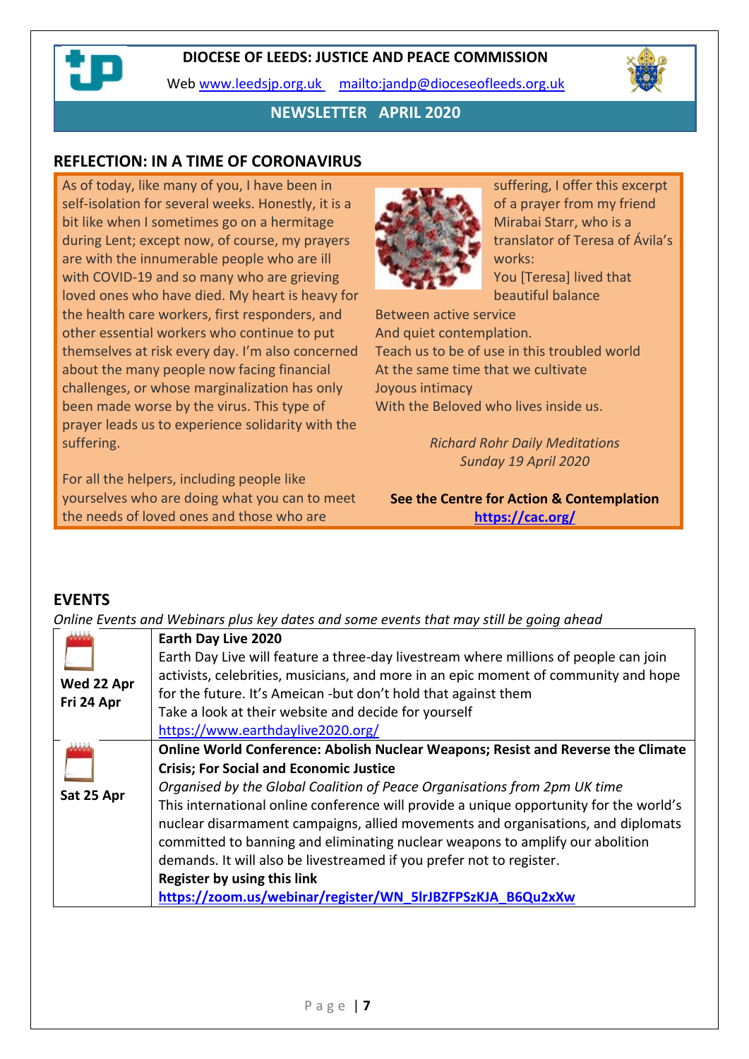**DIOCESE OF LEEDS: JUSTICE AND PEACE COMMISSION**

Web www.leedsjp.org.uk mailto:jandp@dioceseofleeds.org.uk

**NEWSLETTER APRIL 2020**

## REFLECTION: IN A TIME OF CORONAVIRUS

As of today, like many of you, I have been in self-isolation for several weeks. Honestly, it is a bit like when I sometimes go on a hermitage during Lent; except now, of course, my prayers are with the innumerable people who are ill with COVID-19 and so many who are grieving loved ones who have died. My heart is heavy for the health care workers, first responders, and other essential workers who continue to put themselves at risk every day. I'm also concerned about the many people now facing financial challenges, or whose marginalization has only been made worse by the virus. This type of prayer leads us to experience solidarity with the suffering.

For all the helpers, including people like yourselves who are doing what you can to meet the needs of loved ones and those who are suffering, I offer this excerpt of a prayer from my friend Mirabai Starr, who is a translator of Teresa of Ávila's works:

You [Teresa] lived that beautiful balance
Between active service
And quiet contemplation.
Teach us to be of use in this troubled world
At the same time that we cultivate
Joyous intimacy
With the Beloved who lives inside us.

*Richard Rohr Daily Meditations*
*Sunday 19 April 2020*

**See the Centre for Action & Contemplation**
**https://cac.org/**

## EVENTS

*Online Events and Webinars plus key dates and some events that may still be going ahead*

| Date | Event |
|---|---|
| **Wed 22 Apr Fri 24 Apr** | **Earth Day Live 2020**<br>Earth Day Live will feature a three-day livestream where millions of people can join activists, celebrities, musicians, and more in an epic moment of community and hope for the future. It's Ameican -but don't hold that against them<br>Take a look at their website and decide for yourself<br>https://www.earthdaylive2020.org/ |
| **Sat 25 Apr** | **Online World Conference: Abolish Nuclear Weapons; Resist and Reverse the Climate Crisis; For Social and Economic Justice**<br>*Organised by the Global Coalition of Peace Organisations from 2pm UK time*<br>This international online conference will provide a unique opportunity for the world's nuclear disarmament campaigns, allied movements and organisations, and diplomats committed to banning and eliminating nuclear weapons to amplify our abolition demands. It will also be livestreamed if you prefer not to register.<br>**Register by using this link**<br>**https://zoom.us/webinar/register/WN_5lrJBZFPSzKJA_B6Qu2xXw** |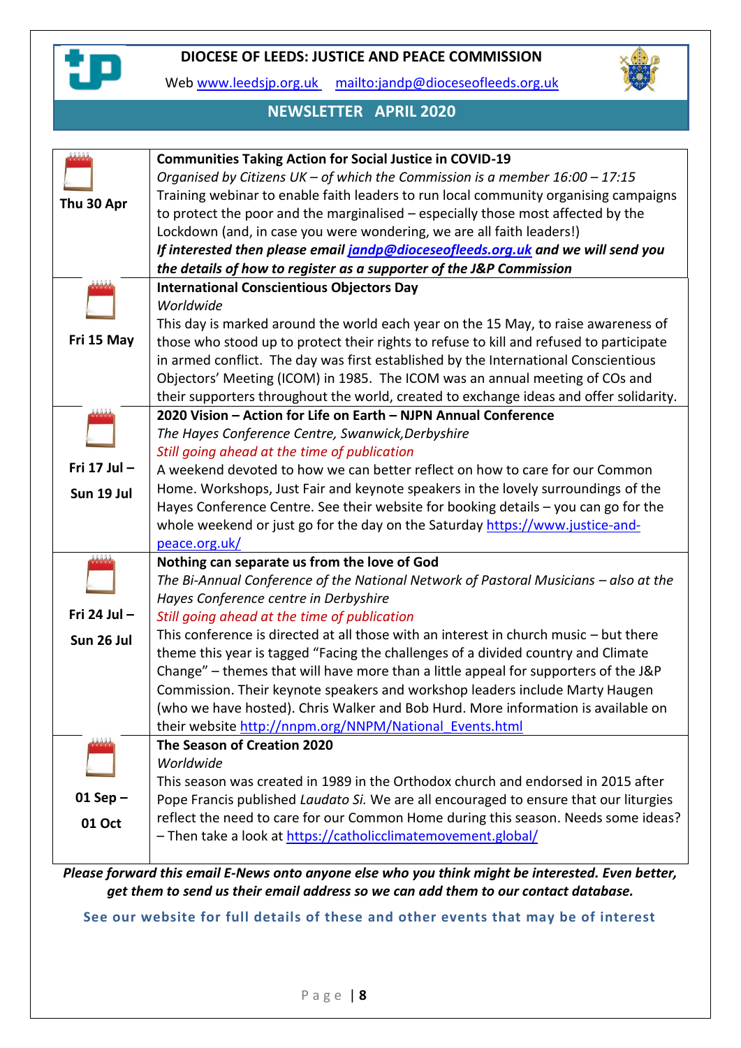**DIOCESE OF LEEDS: JUSTICE AND PEACE COMMISSION**

Web www.leedsjp.org.uk mailto:jandp@dioceseofleeds.org.uk

## NEWSLETTER APRIL 2020

| | |
|---|---|
| **Thu 30 Apr** | **Communities Taking Action for Social Justice in COVID-19**<br>*Organised by Citizens UK – of which the Commission is a member 16:00 – 17:15*<br>Training webinar to enable faith leaders to run local community organising campaigns to protect the poor and the marginalised – especially those most affected by the Lockdown (and, in case you were wondering, we are all faith leaders!)<br>***If interested then please email jandp@dioceseofleeds.org.uk and we will send you the details of how to register as a supporter of the J&P Commission*** |
| **Fri 15 May** | **International Conscientious Objectors Day**<br>*Worldwide*<br>This day is marked around the world each year on the 15 May, to raise awareness of those who stood up to protect their rights to refuse to kill and refused to participate in armed conflict. The day was first established by the International Conscientious Objectors' Meeting (ICOM) in 1985. The ICOM was an annual meeting of COs and their supporters throughout the world, created to exchange ideas and offer solidarity. |
| **Fri 17 Jul – Sun 19 Jul** | **2020 Vision – Action for Life on Earth – NJPN Annual Conference**<br>*The Hayes Conference Centre, Swanwick,Derbyshire*<br>*Still going ahead at the time of publication*<br>A weekend devoted to how we can better reflect on how to care for our Common Home. Workshops, Just Fair and keynote speakers in the lovely surroundings of the Hayes Conference Centre. See their website for booking details – you can go for the whole weekend or just go for the day on the Saturday https://www.justice-and-peace.org.uk/ |
| **Fri 24 Jul – Sun 26 Jul** | **Nothing can separate us from the love of God**<br>*The Bi-Annual Conference of the National Network of Pastoral Musicians – also at the Hayes Conference centre in Derbyshire*<br>*Still going ahead at the time of publication*<br>This conference is directed at all those with an interest in church music – but there theme this year is tagged "Facing the challenges of a divided country and Climate Change" – themes that will have more than a little appeal for supporters of the J&P Commission. Their keynote speakers and workshop leaders include Marty Haugen (who we have hosted). Chris Walker and Bob Hurd. More information is available on their website http://nnpm.org/NNPM/National_Events.html |
| **01 Sep – 01 Oct** | **The Season of Creation 2020**<br>*Worldwide*<br>This season was created in 1989 in the Orthodox church and endorsed in 2015 after Pope Francis published *Laudato Si.* We are all encouraged to ensure that our liturgies reflect the need to care for our Common Home during this season. Needs some ideas? – Then take a look at https://catholicclimatemovement.global/ |

***Please forward this email E-News onto anyone else who you think might be interested. Even better, get them to send us their email address so we can add them to our contact database.***

**See our website for full details of these and other events that may be of interest**